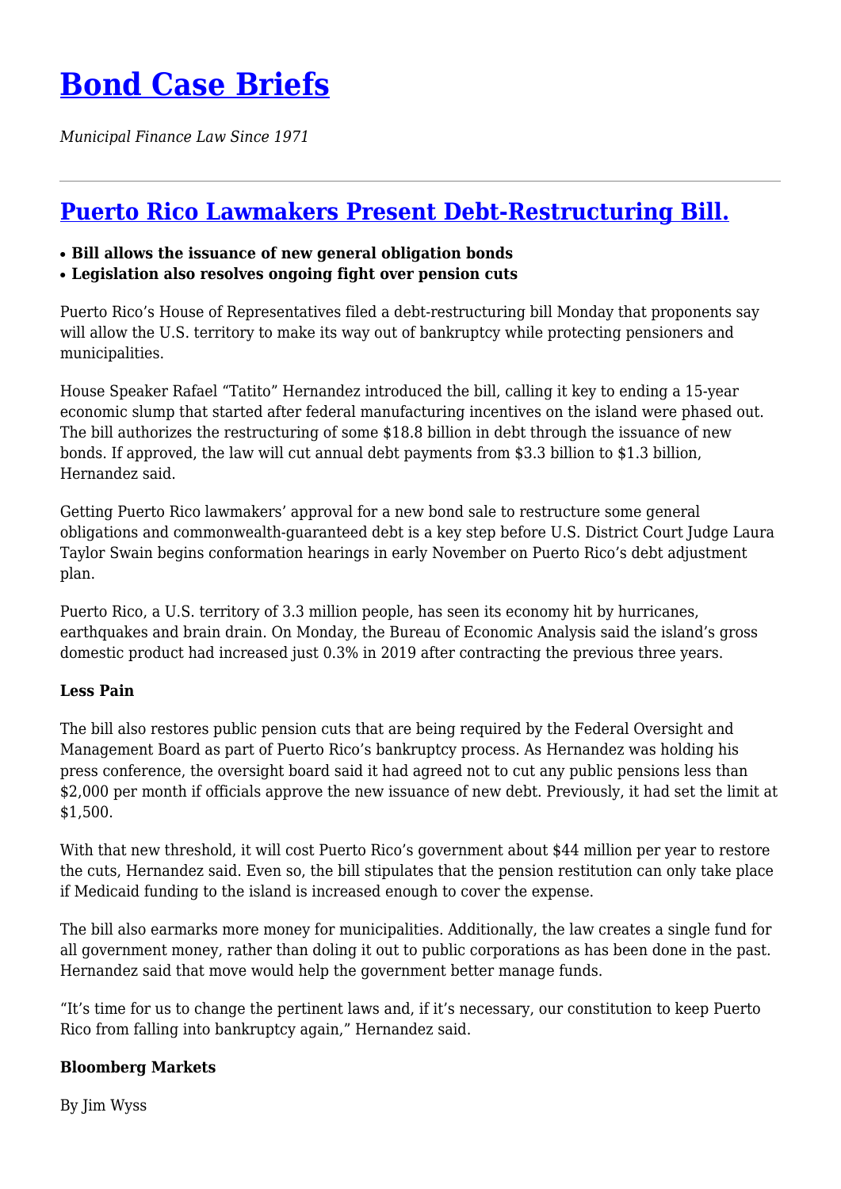# Bond Case Briefs

*Municipal Finance Law Since 1971*

---

## Puerto Rico Lawmakers Present Debt-Restructuring Bill.

- **Bill allows the issuance of new general obligation bonds**
- **Legislation also resolves ongoing fight over pension cuts**

Puerto Rico's House of Representatives filed a debt-restructuring bill Monday that proponents say will allow the U.S. territory to make its way out of bankruptcy while protecting pensioners and municipalities.

House Speaker Rafael "Tatito" Hernandez introduced the bill, calling it key to ending a 15-year economic slump that started after federal manufacturing incentives on the island were phased out. The bill authorizes the restructuring of some $18.8 billion in debt through the issuance of new bonds. If approved, the law will cut annual debt payments from $3.3 billion to $1.3 billion, Hernandez said.

Getting Puerto Rico lawmakers' approval for a new bond sale to restructure some general obligations and commonwealth-guaranteed debt is a key step before U.S. District Court Judge Laura Taylor Swain begins conformation hearings in early November on Puerto Rico's debt adjustment plan.

Puerto Rico, a U.S. territory of 3.3 million people, has seen its economy hit by hurricanes, earthquakes and brain drain. On Monday, the Bureau of Economic Analysis said the island's gross domestic product had increased just 0.3% in 2019 after contracting the previous three years.

**Less Pain**

The bill also restores public pension cuts that are being required by the Federal Oversight and Management Board as part of Puerto Rico's bankruptcy process. As Hernandez was holding his press conference, the oversight board said it had agreed not to cut any public pensions less than $2,000 per month if officials approve the new issuance of new debt. Previously, it had set the limit at $1,500.

With that new threshold, it will cost Puerto Rico's government about $44 million per year to restore the cuts, Hernandez said. Even so, the bill stipulates that the pension restitution can only take place if Medicaid funding to the island is increased enough to cover the expense.

The bill also earmarks more money for municipalities. Additionally, the law creates a single fund for all government money, rather than doling it out to public corporations as has been done in the past. Hernandez said that move would help the government better manage funds.

"It's time for us to change the pertinent laws and, if it's necessary, our constitution to keep Puerto Rico from falling into bankruptcy again," Hernandez said.

**Bloomberg Markets**

By Jim Wyss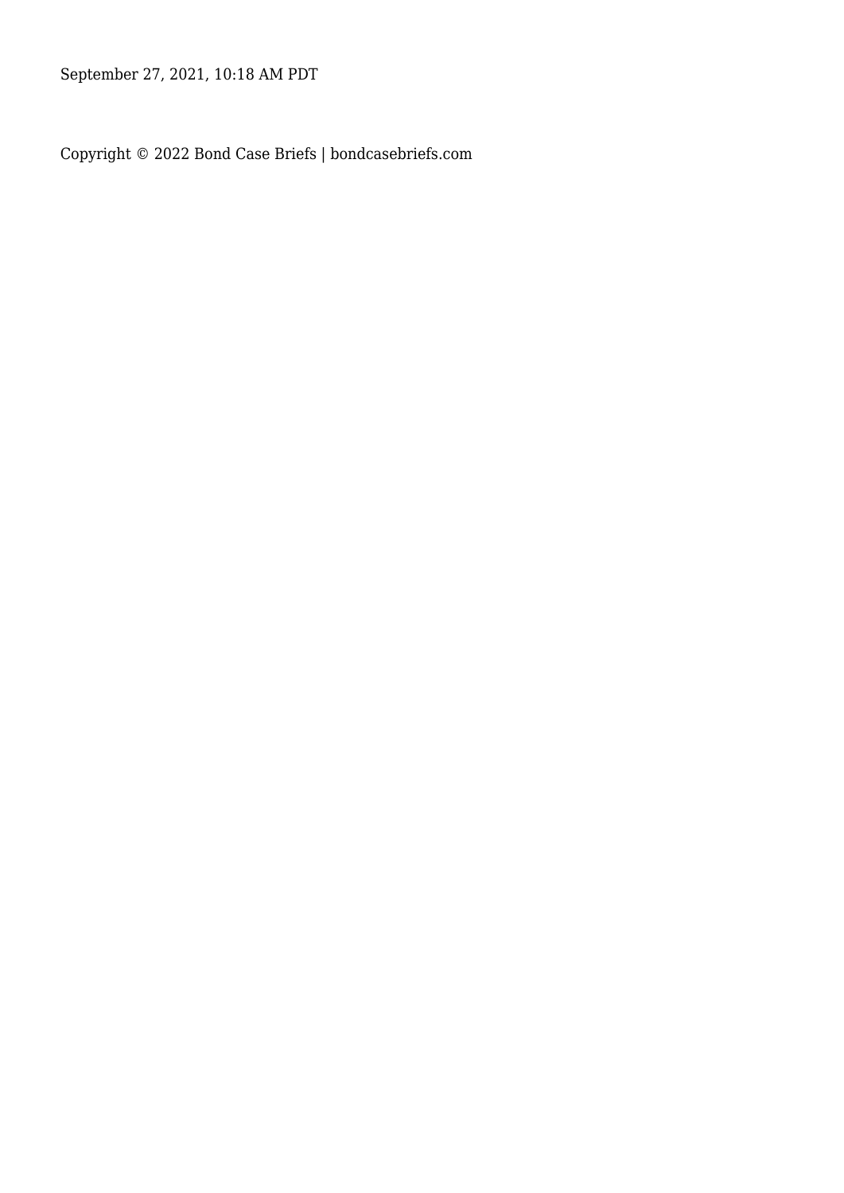September 27, 2021, 10:18 AM PDT

Copyright © 2022 Bond Case Briefs | bondcasebriefs.com